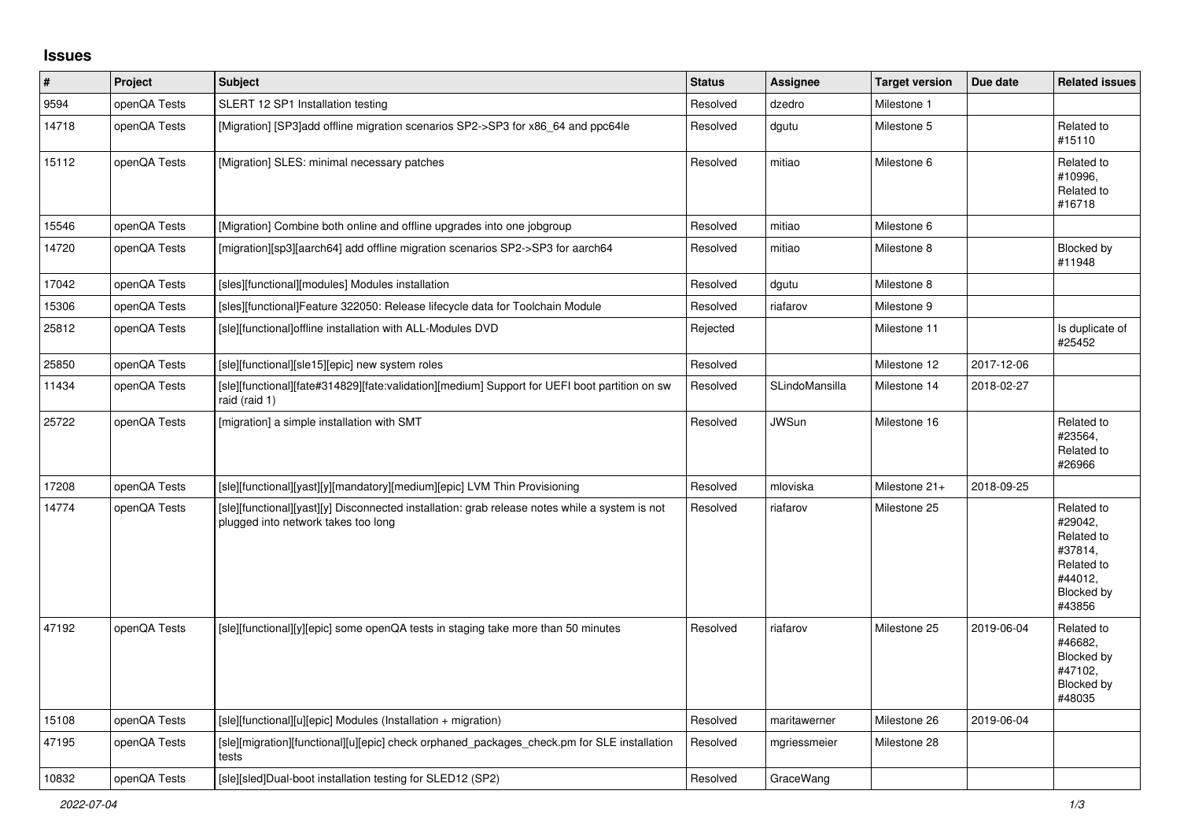## Issues

| # | Project | Subject | Status | Assignee | Target version | Due date | Related issues |
|---|---|---|---|---|---|---|---|
| 9594 | openQA Tests | SLERT 12 SP1 Installation testing | Resolved | dzedro | Milestone 1 | | |
| 14718 | openQA Tests | [Migration] [SP3]add offline migration scenarios SP2->SP3 for x86_64 and ppc64le | Resolved | dgutu | Milestone 5 | | Related to #15110 |
| 15112 | openQA Tests | [Migration] SLES: minimal necessary patches | Resolved | mitiao | Milestone 6 | | Related to #10996, Related to #16718 |
| 15546 | openQA Tests | [Migration] Combine both online and offline upgrades into one jobgroup | Resolved | mitiao | Milestone 6 | | |
| 14720 | openQA Tests | [migration][sp3][aarch64] add offline migration scenarios SP2->SP3 for aarch64 | Resolved | mitiao | Milestone 8 | | Blocked by #11948 |
| 17042 | openQA Tests | [sles][functional][modules] Modules installation | Resolved | dgutu | Milestone 8 | | |
| 15306 | openQA Tests | [sles][functional]Feature 322050: Release lifecycle data for Toolchain Module | Resolved | riafarov | Milestone 9 | | |
| 25812 | openQA Tests | [sle][functional]offline installation with ALL-Modules DVD | Rejected | | Milestone 11 | | Is duplicate of #25452 |
| 25850 | openQA Tests | [sle][functional][sle15][epic] new system roles | Resolved | | Milestone 12 | 2017-12-06 | |
| 11434 | openQA Tests | [sle][functional][fate#314829][fate:validation][medium] Support for UEFI boot partition on sw raid (raid 1) | Resolved | SLindoMansilla | Milestone 14 | 2018-02-27 | |
| 25722 | openQA Tests | [migration] a simple installation with SMT | Resolved | JWSun | Milestone 16 | | Related to #23564, Related to #26966 |
| 17208 | openQA Tests | [sle][functional][yast][y][mandatory][medium][epic] LVM Thin Provisioning | Resolved | mloviska | Milestone 21+ | 2018-09-25 | |
| 14774 | openQA Tests | [sle][functional][yast][y] Disconnected installation: grab release notes while a system is not plugged into network takes too long | Resolved | riafarov | Milestone 25 | | Related to #29042, Related to #37814, Related to #44012, Blocked by #43856 |
| 47192 | openQA Tests | [sle][functional][y][epic] some openQA tests in staging take more than 50 minutes | Resolved | riafarov | Milestone 25 | 2019-06-04 | Related to #46682, Blocked by #47102, Blocked by #48035 |
| 15108 | openQA Tests | [sle][functional][u][epic] Modules (Installation + migration) | Resolved | maritawerner | Milestone 26 | 2019-06-04 | |
| 47195 | openQA Tests | [sle][migration][functional][u][epic] check orphaned_packages_check.pm for SLE installation tests | Resolved | mgriessmeier | Milestone 28 | | |
| 10832 | openQA Tests | [sle][sled]Dual-boot installation testing for SLED12 (SP2) | Resolved | GraceWang | | | |

*2022-07-04*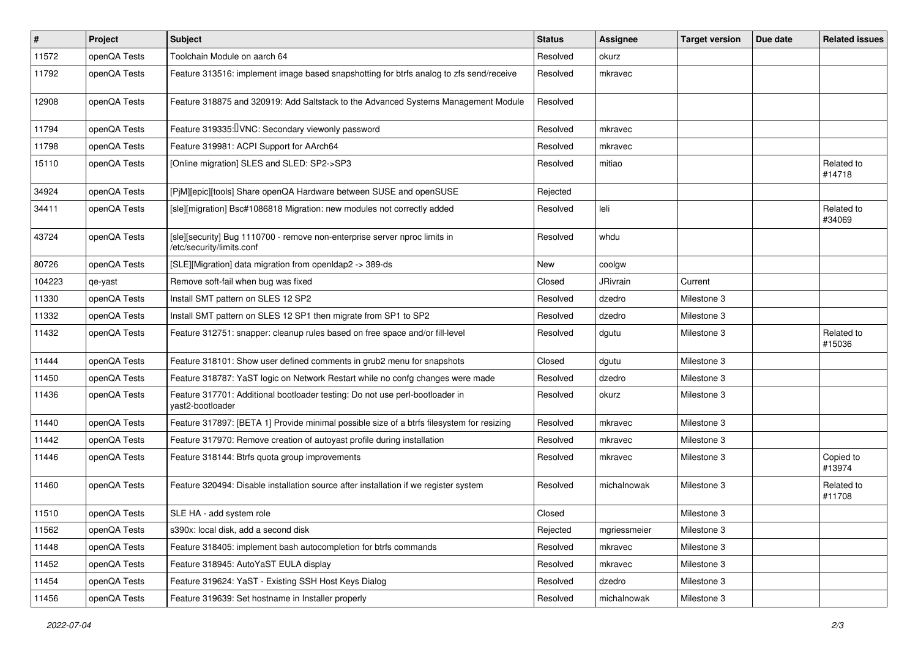| # | Project | Subject | Status | Assignee | Target version | Due date | Related issues |
|---|---|---|---|---|---|---|---|
| 11572 | openQA Tests | Toolchain Module on aarch 64 | Resolved | okurz | | | |
| 11792 | openQA Tests | Feature 313516: implement image based snapshotting for btrfs analog to zfs send/receive | Resolved | mkravec | | | |
| 12908 | openQA Tests | Feature 318875 and 320919: Add Saltstack to the Advanced Systems Management Module | Resolved | | | | |
| 11794 | openQA Tests | Feature 319335:VNC: Secondary viewonly password | Resolved | mkravec | | | |
| 11798 | openQA Tests | Feature 319981: ACPI Support for AArch64 | Resolved | mkravec | | | |
| 15110 | openQA Tests | [Online migration] SLES and SLED: SP2->SP3 | Resolved | mitiao | | | Related to #14718 |
| 34924 | openQA Tests | [PjM][epic][tools] Share openQA Hardware between SUSE and openSUSE | Rejected | | | | |
| 34411 | openQA Tests | [sle][migration] Bsc#1086818 Migration: new modules not correctly added | Resolved | leli | | | Related to #34069 |
| 43724 | openQA Tests | [sle][security] Bug 1110700 - remove non-enterprise server nproc limits in /etc/security/limits.conf | Resolved | whdu | | | |
| 80726 | openQA Tests | [SLE][Migration] data migration from openldap2 -> 389-ds | New | coolgw | | | |
| 104223 | qe-yast | Remove soft-fail when bug was fixed | Closed | JRivrain | Current | | |
| 11330 | openQA Tests | Install SMT pattern on SLES 12 SP2 | Resolved | dzedro | Milestone 3 | | |
| 11332 | openQA Tests | Install SMT pattern on SLES 12 SP1 then migrate from SP1 to SP2 | Resolved | dzedro | Milestone 3 | | |
| 11432 | openQA Tests | Feature 312751: snapper: cleanup rules based on free space and/or fill-level | Resolved | dgutu | Milestone 3 | | Related to #15036 |
| 11444 | openQA Tests | Feature 318101: Show user defined comments in grub2 menu for snapshots | Closed | dgutu | Milestone 3 | | |
| 11450 | openQA Tests | Feature 318787: YaST logic on Network Restart while no confg changes were made | Resolved | dzedro | Milestone 3 | | |
| 11436 | openQA Tests | Feature 317701: Additional bootloader testing: Do not use perl-bootloader in yast2-bootloader | Resolved | okurz | Milestone 3 | | |
| 11440 | openQA Tests | Feature 317897: [BETA 1] Provide minimal possible size of a btrfs filesystem for resizing | Resolved | mkravec | Milestone 3 | | |
| 11442 | openQA Tests | Feature 317970: Remove creation of autoyast profile during installation | Resolved | mkravec | Milestone 3 | | |
| 11446 | openQA Tests | Feature 318144: Btrfs quota group improvements | Resolved | mkravec | Milestone 3 | | Copied to #13974 |
| 11460 | openQA Tests | Feature 320494: Disable installation source after installation if we register system | Resolved | michalnowak | Milestone 3 | | Related to #11708 |
| 11510 | openQA Tests | SLE HA - add system role | Closed | | Milestone 3 | | |
| 11562 | openQA Tests | s390x: local disk, add a second disk | Rejected | mgriessmeier | Milestone 3 | | |
| 11448 | openQA Tests | Feature 318405: implement bash autocompletion for btrfs commands | Resolved | mkravec | Milestone 3 | | |
| 11452 | openQA Tests | Feature 318945: AutoYaST EULA display | Resolved | mkravec | Milestone 3 | | |
| 11454 | openQA Tests | Feature 319624: YaST - Existing SSH Host Keys Dialog | Resolved | dzedro | Milestone 3 | | |
| 11456 | openQA Tests | Feature 319639: Set hostname in Installer properly | Resolved | michalnowak | Milestone 3 | | |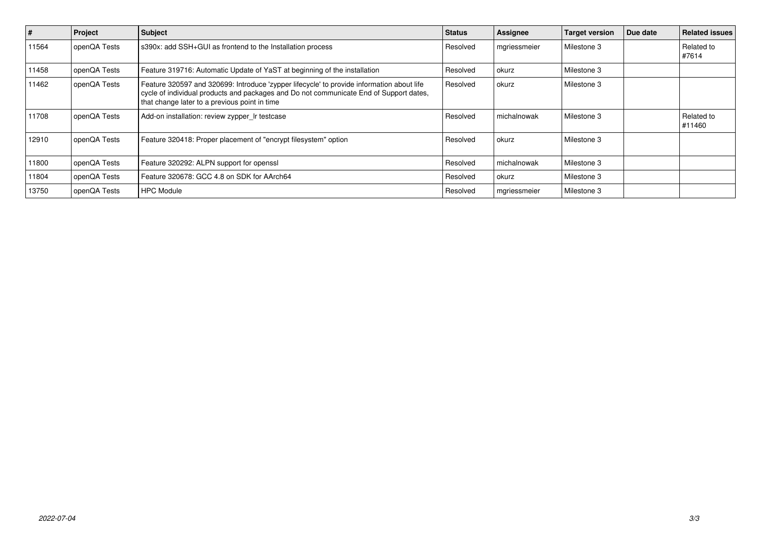| # | Project | Subject | Status | Assignee | Target version | Due date | Related issues |
|---|---|---|---|---|---|---|---|
| 11564 | openQA Tests | s390x: add SSH+GUI as frontend to the Installation process | Resolved | mgriessmeier | Milestone 3 | | Related to #7614 |
| 11458 | openQA Tests | Feature 319716: Automatic Update of YaST at beginning of the installation | Resolved | okurz | Milestone 3 | | |
| 11462 | openQA Tests | Feature 320597 and 320699: Introduce 'zypper lifecycle' to provide information about life cycle of individual products and packages and Do not communicate End of Support dates, that change later to a previous point in time | Resolved | okurz | Milestone 3 | | |
| 11708 | openQA Tests | Add-on installation: review zypper_lr testcase | Resolved | michalnowak | Milestone 3 | | Related to #11460 |
| 12910 | openQA Tests | Feature 320418: Proper placement of "encrypt filesystem" option | Resolved | okurz | Milestone 3 | | |
| 11800 | openQA Tests | Feature 320292: ALPN support for openssl | Resolved | michalnowak | Milestone 3 | | |
| 11804 | openQA Tests | Feature 320678: GCC 4.8 on SDK for AArch64 | Resolved | okurz | Milestone 3 | | |
| 13750 | openQA Tests | HPC Module | Resolved | mgriessmeier | Milestone 3 | | |